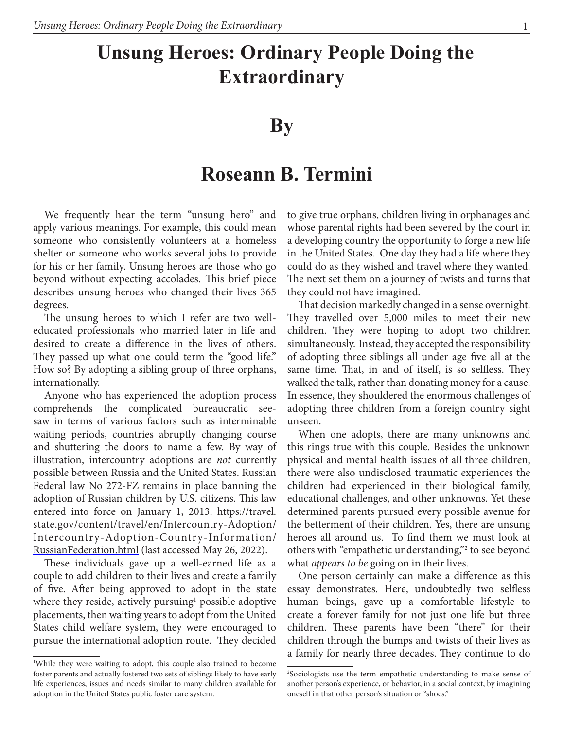# Unsung Heroes: Ordinary People Doing the Extraordinary

## By

## Roseann B. Termini

We frequently hear the term "unsung hero" and apply various meanings. For example, this could mean someone who consistently volunteers at a homeless shelter or someone who works several jobs to provide for his or her family. Unsung heroes are those who go beyond without expecting accolades. This brief piece describes unsung heroes who changed their lives 365 degrees.

The unsung heroes to which I refer are two well-educated professionals who married later in life and desired to create a difference in the lives of others. They passed up what one could term the "good life." How so? By adopting a sibling group of three orphans, internationally.

Anyone who has experienced the adoption process comprehends the complicated bureaucratic see-saw in terms of various factors such as interminable waiting periods, countries abruptly changing course and shuttering the doors to name a few. By way of illustration, intercountry adoptions are *not* currently possible between Russia and the United States. Russian Federal law No 272-FZ remains in place banning the adoption of Russian children by U.S. citizens. This law entered into force on January 1, 2013. https://travel.state.gov/content/travel/en/Intercountry-Adoption/Intercountry-Adoption-Country-Information/RussianFederation.html (last accessed May 26, 2022).

These individuals gave up a well-earned life as a couple to add children to their lives and create a family of five. After being approved to adopt in the state where they reside, actively pursuing[1] possible adoptive placements, then waiting years to adopt from the United States child welfare system, they were encouraged to pursue the international adoption route. They decided to give true orphans, children living in orphanages and whose parental rights had been severed by the court in a developing country the opportunity to forge a new life in the United States. One day they had a life where they could do as they wished and travel where they wanted. The next set them on a journey of twists and turns that they could not have imagined.

That decision markedly changed in a sense overnight. They travelled over 5,000 miles to meet their new children. They were hoping to adopt two children simultaneously. Instead, they accepted the responsibility of adopting three siblings all under age five all at the same time. That, in and of itself, is so selfless. They walked the talk, rather than donating money for a cause. In essence, they shouldered the enormous challenges of adopting three children from a foreign country sight unseen.

When one adopts, there are many unknowns and this rings true with this couple. Besides the unknown physical and mental health issues of all three children, there were also undisclosed traumatic experiences the children had experienced in their biological family, educational challenges, and other unknowns. Yet these determined parents pursued every possible avenue for the betterment of their children. Yes, there are unsung heroes all around us. To find them we must look at others with "empathetic understanding,"[2] to see beyond what *appears to be* going on in their lives.

One person certainly can make a difference as this essay demonstrates. Here, undoubtedly two selfless human beings, gave up a comfortable lifestyle to create a forever family for not just one life but three children. These parents have been "there" for their children through the bumps and twists of their lives as a family for nearly three decades. They continue to do

---

[1]While they were waiting to adopt, this couple also trained to become foster parents and actually fostered two sets of siblings likely to have early life experiences, issues and needs similar to many children available for adoption in the United States public foster care system.

[2]Sociologists use the term empathetic understanding to make sense of another person's experience, or behavior, in a social context, by imagining oneself in that other person's situation or "shoes."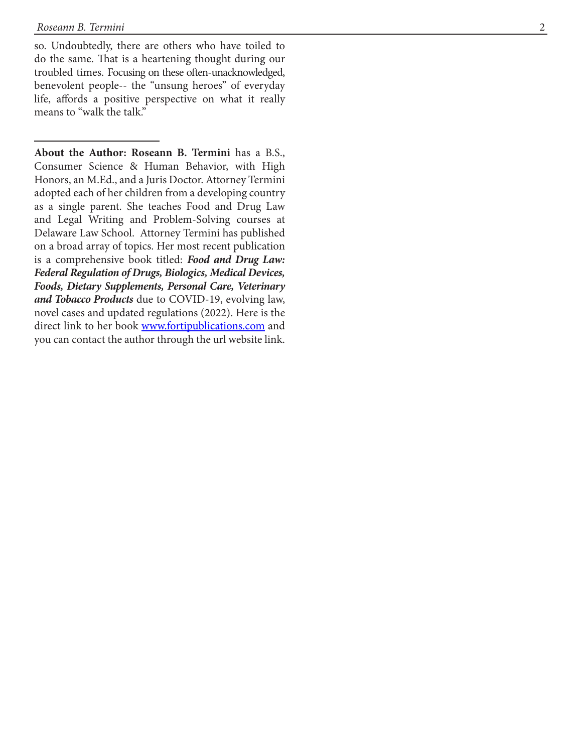so. Undoubtedly, there are others who have toiled to do the same. That is a heartening thought during our troubled times. Focusing on these often-unacknowledged, benevolent people-- the "unsung heroes" of everyday life, affords a positive perspective on what it really means to "walk the talk."

---

**About the Author: Roseann B. Termini** has a B.S., Consumer Science & Human Behavior, with High Honors, an M.Ed., and a Juris Doctor. Attorney Termini adopted each of her children from a developing country as a single parent. She teaches Food and Drug Law and Legal Writing and Problem-Solving courses at Delaware Law School. Attorney Termini has published on a broad array of topics. Her most recent publication is a comprehensive book titled: ***Food and Drug Law: Federal Regulation of Drugs, Biologics, Medical Devices, Foods, Dietary Supplements, Personal Care, Veterinary and Tobacco Products*** due to COVID-19, evolving law, novel cases and updated regulations (2022). Here is the direct link to her book [www.fortipublications.com](http://www.fortipublications.com) and you can contact the author through the url website link.